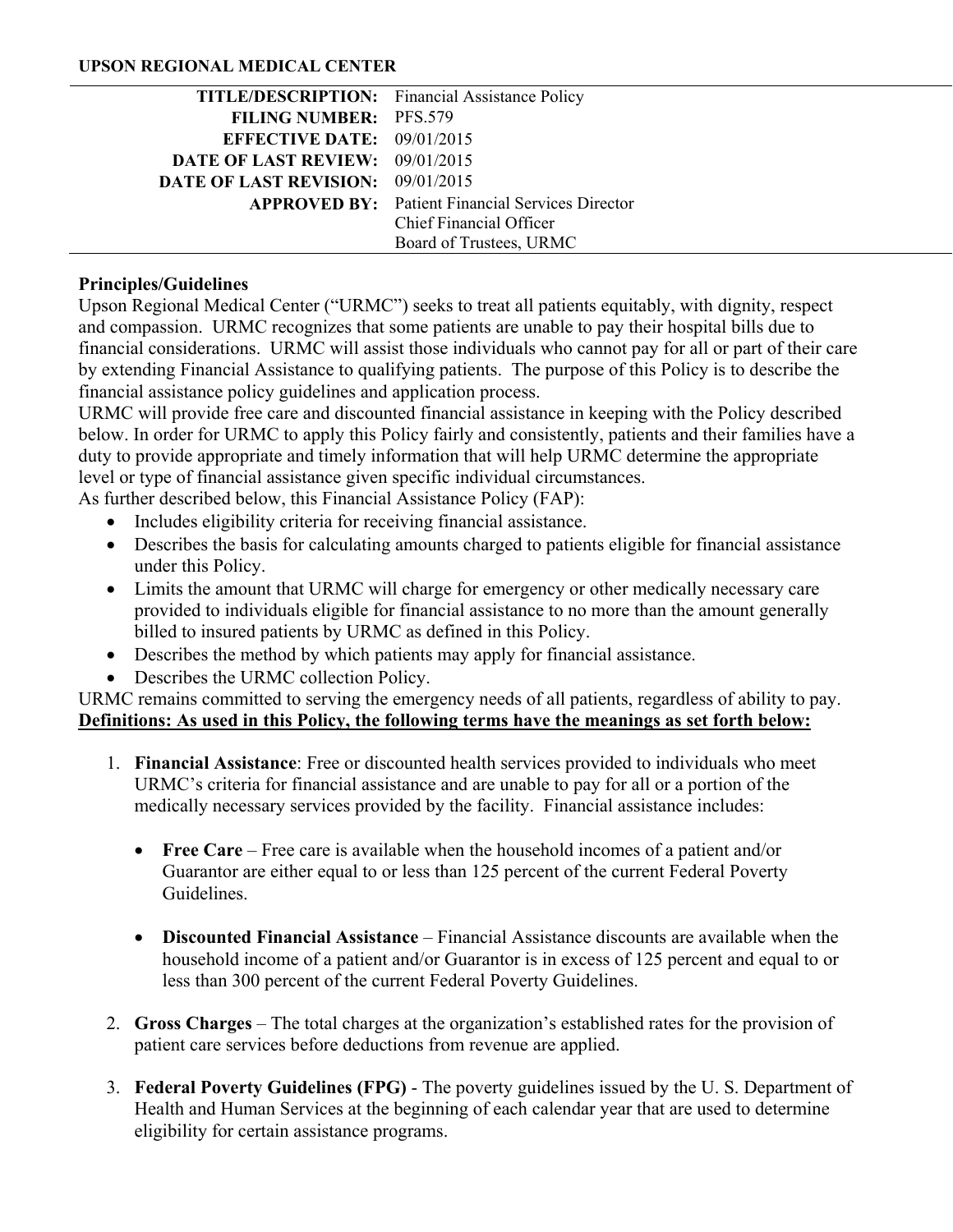**UPSON REGIONAL MEDICAL CENTER**

| | |
|---|---|
| **TITLE/DESCRIPTION:** | Financial Assistance Policy |
| **FILING NUMBER:** | PFS.579 |
| **EFFECTIVE DATE:** | 09/01/2015 |
| **DATE OF LAST REVIEW:** | 09/01/2015 |
| **DATE OF LAST REVISION:** | 09/01/2015 |
| **APPROVED BY:** | Patient Financial Services Director<br>Chief Financial Officer<br>Board of Trustees, URMC |

**Principles/Guidelines**

Upson Regional Medical Center ("URMC") seeks to treat all patients equitably, with dignity, respect and compassion. URMC recognizes that some patients are unable to pay their hospital bills due to financial considerations. URMC will assist those individuals who cannot pay for all or part of their care by extending Financial Assistance to qualifying patients. The purpose of this Policy is to describe the financial assistance policy guidelines and application process.

URMC will provide free care and discounted financial assistance in keeping with the Policy described below. In order for URMC to apply this Policy fairly and consistently, patients and their families have a duty to provide appropriate and timely information that will help URMC determine the appropriate level or type of financial assistance given specific individual circumstances.

As further described below, this Financial Assistance Policy (FAP):

- Includes eligibility criteria for receiving financial assistance.
- Describes the basis for calculating amounts charged to patients eligible for financial assistance under this Policy.
- Limits the amount that URMC will charge for emergency or other medically necessary care provided to individuals eligible for financial assistance to no more than the amount generally billed to insured patients by URMC as defined in this Policy.
- Describes the method by which patients may apply for financial assistance.
- Describes the URMC collection Policy.

URMC remains committed to serving the emergency needs of all patients, regardless of ability to pay.

**Definitions: As used in this Policy, the following terms have the meanings as set forth below:**

1. **Financial Assistance**: Free or discounted health services provided to individuals who meet URMC's criteria for financial assistance and are unable to pay for all or a portion of the medically necessary services provided by the facility. Financial assistance includes:

   - **Free Care** – Free care is available when the household incomes of a patient and/or Guarantor are either equal to or less than 125 percent of the current Federal Poverty Guidelines.

   - **Discounted Financial Assistance** – Financial Assistance discounts are available when the household income of a patient and/or Guarantor is in excess of 125 percent and equal to or less than 300 percent of the current Federal Poverty Guidelines.

2. **Gross Charges** – The total charges at the organization's established rates for the provision of patient care services before deductions from revenue are applied.

3. **Federal Poverty Guidelines (FPG)** - The poverty guidelines issued by the U. S. Department of Health and Human Services at the beginning of each calendar year that are used to determine eligibility for certain assistance programs.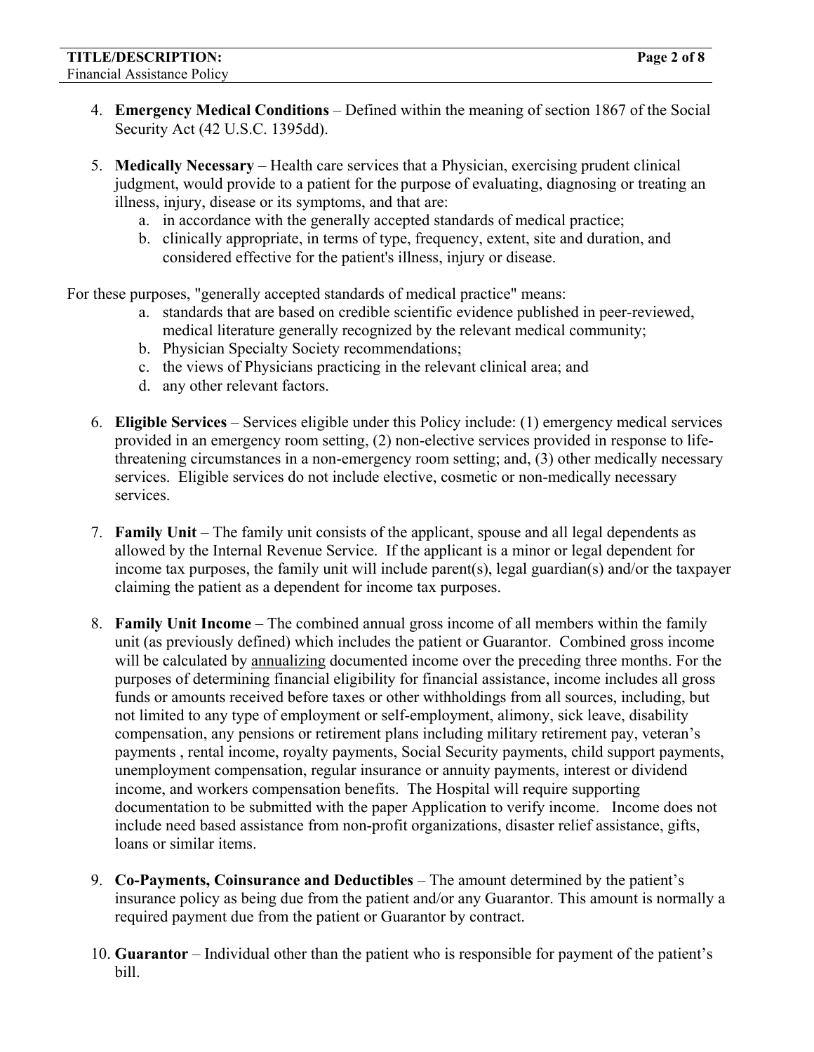4. **Emergency Medical Conditions** – Defined within the meaning of section 1867 of the Social Security Act (42 U.S.C. 1395dd).

5. **Medically Necessary** – Health care services that a Physician, exercising prudent clinical judgment, would provide to a patient for the purpose of evaluating, diagnosing or treating an illness, injury, disease or its symptoms, and that are:
   a. in accordance with the generally accepted standards of medical practice;
   b. clinically appropriate, in terms of type, frequency, extent, site and duration, and considered effective for the patient's illness, injury or disease.

For these purposes, "generally accepted standards of medical practice" means:

   a. standards that are based on credible scientific evidence published in peer-reviewed, medical literature generally recognized by the relevant medical community;
   b. Physician Specialty Society recommendations;
   c. the views of Physicians practicing in the relevant clinical area; and
   d. any other relevant factors.

6. **Eligible Services** – Services eligible under this Policy include: (1) emergency medical services provided in an emergency room setting, (2) non-elective services provided in response to life-threatening circumstances in a non-emergency room setting; and, (3) other medically necessary services. Eligible services do not include elective, cosmetic or non-medically necessary services.

7. **Family Unit** – The family unit consists of the applicant, spouse and all legal dependents as allowed by the Internal Revenue Service. If the applicant is a minor or legal dependent for income tax purposes, the family unit will include parent(s), legal guardian(s) and/or the taxpayer claiming the patient as a dependent for income tax purposes.

8. **Family Unit Income** – The combined annual gross income of all members within the family unit (as previously defined) which includes the patient or Guarantor. Combined gross income will be calculated by annualizing documented income over the preceding three months. For the purposes of determining financial eligibility for financial assistance, income includes all gross funds or amounts received before taxes or other withholdings from all sources, including, but not limited to any type of employment or self-employment, alimony, sick leave, disability compensation, any pensions or retirement plans including military retirement pay, veteran's payments , rental income, royalty payments, Social Security payments, child support payments, unemployment compensation, regular insurance or annuity payments, interest or dividend income, and workers compensation benefits. The Hospital will require supporting documentation to be submitted with the paper Application to verify income. Income does not include need based assistance from non-profit organizations, disaster relief assistance, gifts, loans or similar items.

9. **Co-Payments, Coinsurance and Deductibles** – The amount determined by the patient's insurance policy as being due from the patient and/or any Guarantor. This amount is normally a required payment due from the patient or Guarantor by contract.

10. **Guarantor** – Individual other than the patient who is responsible for payment of the patient's bill.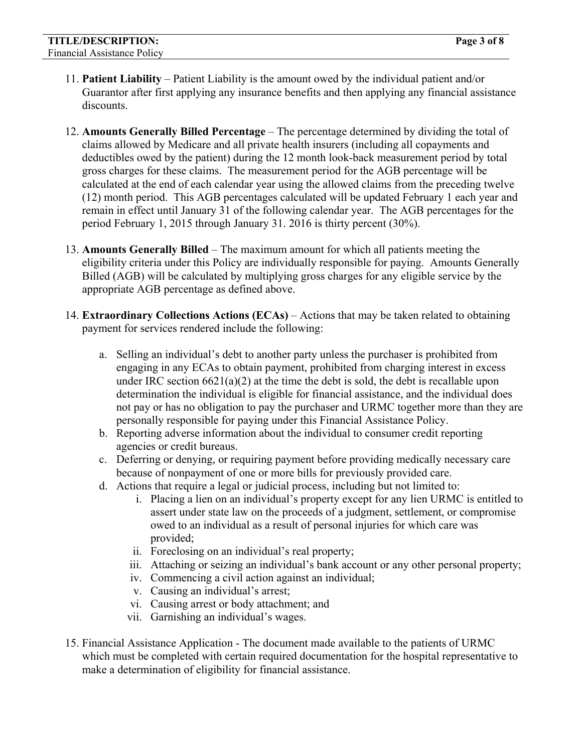11. **Patient Liability** – Patient Liability is the amount owed by the individual patient and/or Guarantor after first applying any insurance benefits and then applying any financial assistance discounts.

12. **Amounts Generally Billed Percentage** – The percentage determined by dividing the total of claims allowed by Medicare and all private health insurers (including all copayments and deductibles owed by the patient) during the 12 month look-back measurement period by total gross charges for these claims. The measurement period for the AGB percentage will be calculated at the end of each calendar year using the allowed claims from the preceding twelve (12) month period. This AGB percentages calculated will be updated February 1 each year and remain in effect until January 31 of the following calendar year. The AGB percentages for the period February 1, 2015 through January 31. 2016 is thirty percent (30%).

13. **Amounts Generally Billed** – The maximum amount for which all patients meeting the eligibility criteria under this Policy are individually responsible for paying. Amounts Generally Billed (AGB) will be calculated by multiplying gross charges for any eligible service by the appropriate AGB percentage as defined above.

14. **Extraordinary Collections Actions (ECAs)** – Actions that may be taken related to obtaining payment for services rendered include the following:

    a. Selling an individual's debt to another party unless the purchaser is prohibited from engaging in any ECAs to obtain payment, prohibited from charging interest in excess under IRC section 6621(a)(2) at the time the debt is sold, the debt is recallable upon determination the individual is eligible for financial assistance, and the individual does not pay or has no obligation to pay the purchaser and URMC together more than they are personally responsible for paying under this Financial Assistance Policy.
    b. Reporting adverse information about the individual to consumer credit reporting agencies or credit bureaus.
    c. Deferring or denying, or requiring payment before providing medically necessary care because of nonpayment of one or more bills for previously provided care.
    d. Actions that require a legal or judicial process, including but not limited to:
        i. Placing a lien on an individual's property except for any lien URMC is entitled to assert under state law on the proceeds of a judgment, settlement, or compromise owed to an individual as a result of personal injuries for which care was provided;
        ii. Foreclosing on an individual's real property;
        iii. Attaching or seizing an individual's bank account or any other personal property;
        iv. Commencing a civil action against an individual;
        v. Causing an individual's arrest;
        vi. Causing arrest or body attachment; and
        vii. Garnishing an individual's wages.

15. Financial Assistance Application - The document made available to the patients of URMC which must be completed with certain required documentation for the hospital representative to make a determination of eligibility for financial assistance.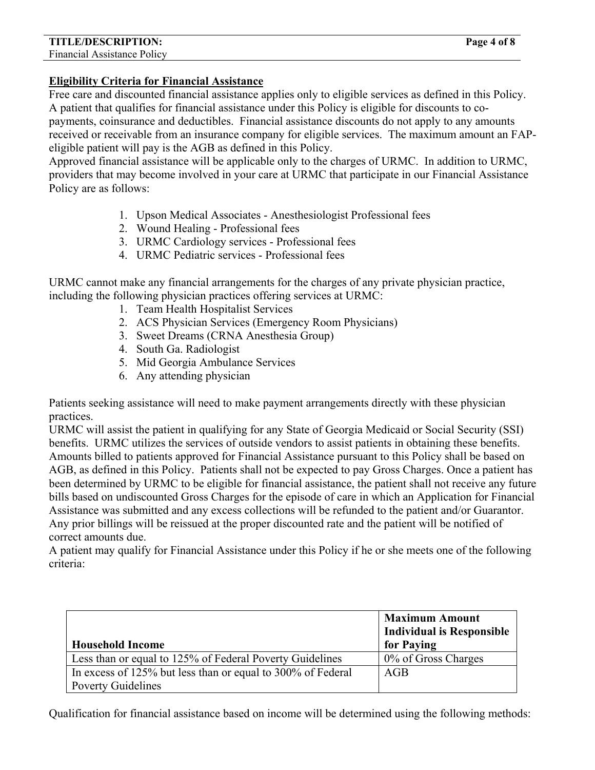## Eligibility Criteria for Financial Assistance

Free care and discounted financial assistance applies only to eligible services as defined in this Policy. A patient that qualifies for financial assistance under this Policy is eligible for discounts to co-payments, coinsurance and deductibles. Financial assistance discounts do not apply to any amounts received or receivable from an insurance company for eligible services. The maximum amount an FAP-eligible patient will pay is the AGB as defined in this Policy.

Approved financial assistance will be applicable only to the charges of URMC. In addition to URMC, providers that may become involved in your care at URMC that participate in our Financial Assistance Policy are as follows:

1. Upson Medical Associates - Anesthesiologist Professional fees
2. Wound Healing - Professional fees
3. URMC Cardiology services - Professional fees
4. URMC Pediatric services - Professional fees

URMC cannot make any financial arrangements for the charges of any private physician practice, including the following physician practices offering services at URMC:

1. Team Health Hospitalist Services
2. ACS Physician Services (Emergency Room Physicians)
3. Sweet Dreams (CRNA Anesthesia Group)
4. South Ga. Radiologist
5. Mid Georgia Ambulance Services
6. Any attending physician

Patients seeking assistance will need to make payment arrangements directly with these physician practices.

URMC will assist the patient in qualifying for any State of Georgia Medicaid or Social Security (SSI) benefits. URMC utilizes the services of outside vendors to assist patients in obtaining these benefits. Amounts billed to patients approved for Financial Assistance pursuant to this Policy shall be based on AGB, as defined in this Policy. Patients shall not be expected to pay Gross Charges. Once a patient has been determined by URMC to be eligible for financial assistance, the patient shall not receive any future bills based on undiscounted Gross Charges for the episode of care in which an Application for Financial Assistance was submitted and any excess collections will be refunded to the patient and/or Guarantor. Any prior billings will be reissued at the proper discounted rate and the patient will be notified of correct amounts due.

A patient may qualify for Financial Assistance under this Policy if he or she meets one of the following criteria:

| Household Income | Maximum Amount Individual is Responsible for Paying |
|---|---|
| Less than or equal to 125% of Federal Poverty Guidelines | 0% of Gross Charges |
| In excess of 125% but less than or equal to 300% of Federal Poverty Guidelines | AGB |

Qualification for financial assistance based on income will be determined using the following methods: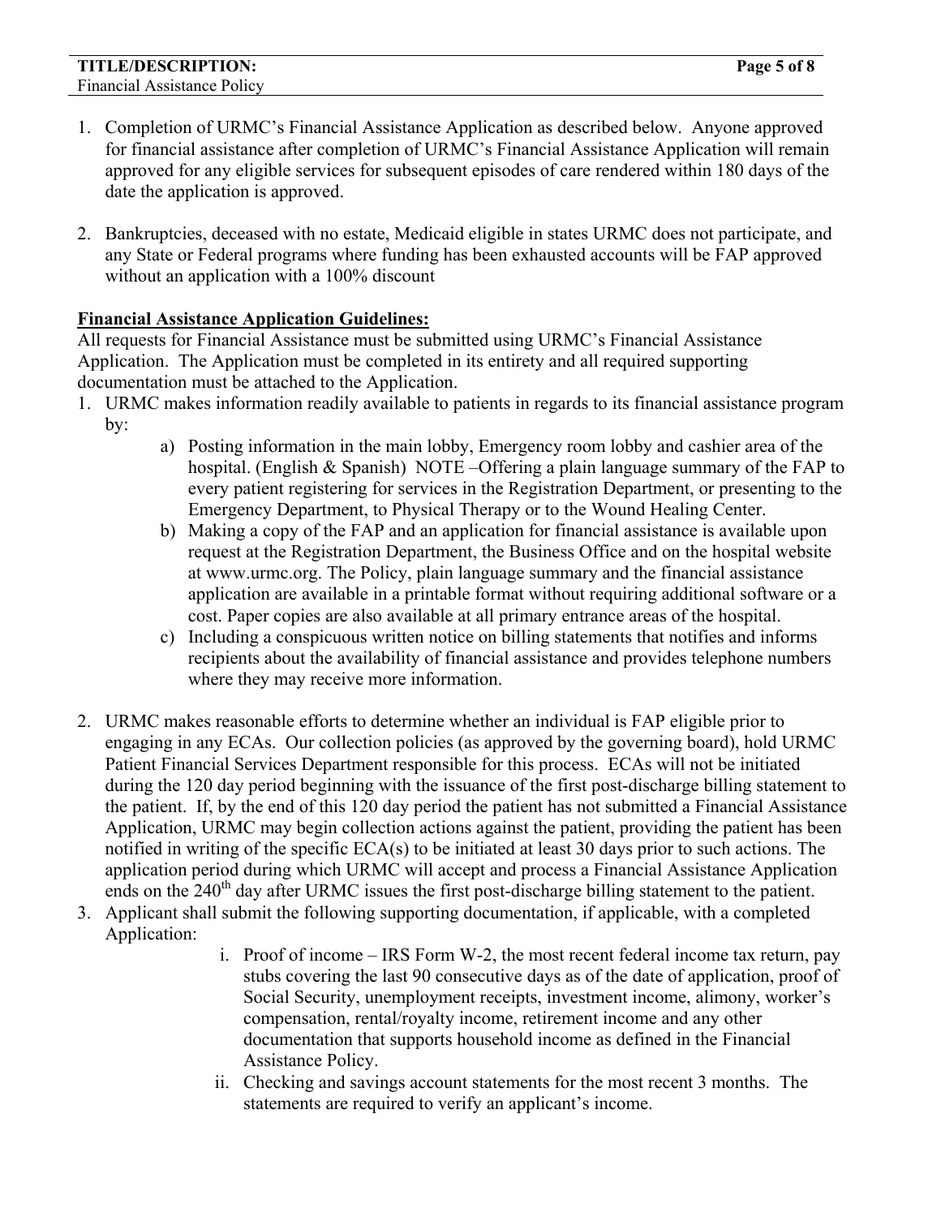1. Completion of URMC's Financial Assistance Application as described below. Anyone approved for financial assistance after completion of URMC's Financial Assistance Application will remain approved for any eligible services for subsequent episodes of care rendered within 180 days of the date the application is approved.

2. Bankruptcies, deceased with no estate, Medicaid eligible in states URMC does not participate, and any State or Federal programs where funding has been exhausted accounts will be FAP approved without an application with a 100% discount

**Financial Assistance Application Guidelines:**

All requests for Financial Assistance must be submitted using URMC's Financial Assistance Application. The Application must be completed in its entirety and all required supporting documentation must be attached to the Application.

1. URMC makes information readily available to patients in regards to its financial assistance program by:
   a) Posting information in the main lobby, Emergency room lobby and cashier area of the hospital. (English & Spanish) NOTE –Offering a plain language summary of the FAP to every patient registering for services in the Registration Department, or presenting to the Emergency Department, to Physical Therapy or to the Wound Healing Center.
   b) Making a copy of the FAP and an application for financial assistance is available upon request at the Registration Department, the Business Office and on the hospital website at www.urmc.org. The Policy, plain language summary and the financial assistance application are available in a printable format without requiring additional software or a cost. Paper copies are also available at all primary entrance areas of the hospital.
   c) Including a conspicuous written notice on billing statements that notifies and informs recipients about the availability of financial assistance and provides telephone numbers where they may receive more information.

2. URMC makes reasonable efforts to determine whether an individual is FAP eligible prior to engaging in any ECAs. Our collection policies (as approved by the governing board), hold URMC Patient Financial Services Department responsible for this process. ECAs will not be initiated during the 120 day period beginning with the issuance of the first post-discharge billing statement to the patient. If, by the end of this 120 day period the patient has not submitted a Financial Assistance Application, URMC may begin collection actions against the patient, providing the patient has been notified in writing of the specific ECA(s) to be initiated at least 30 days prior to such actions. The application period during which URMC will accept and process a Financial Assistance Application ends on the 240th day after URMC issues the first post-discharge billing statement to the patient.
3. Applicant shall submit the following supporting documentation, if applicable, with a completed Application:
   i. Proof of income – IRS Form W-2, the most recent federal income tax return, pay stubs covering the last 90 consecutive days as of the date of application, proof of Social Security, unemployment receipts, investment income, alimony, worker's compensation, rental/royalty income, retirement income and any other documentation that supports household income as defined in the Financial Assistance Policy.
   ii. Checking and savings account statements for the most recent 3 months. The statements are required to verify an applicant's income.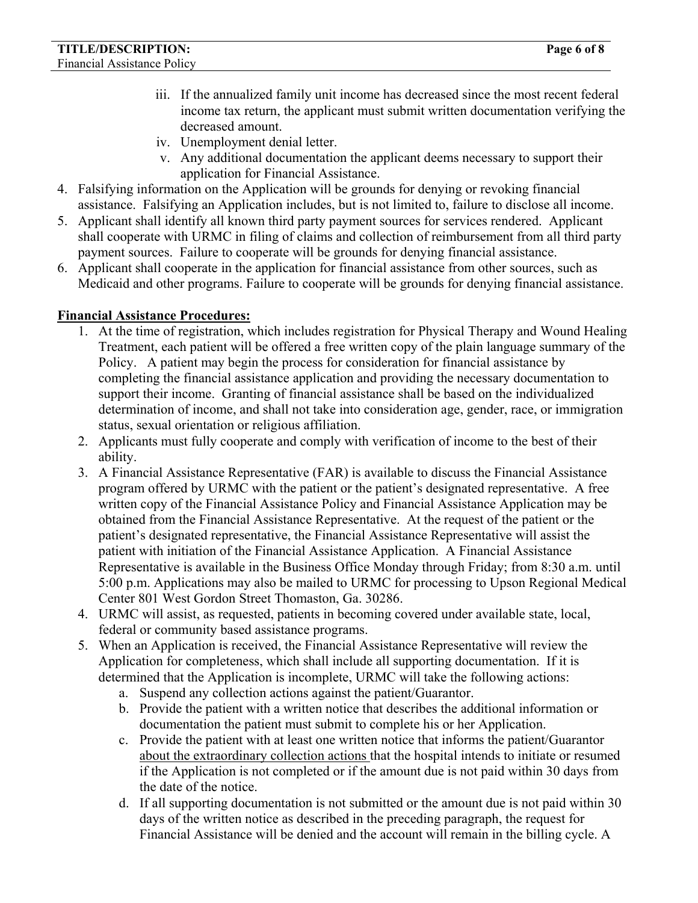iii. If the annualized family unit income has decreased since the most recent federal income tax return, the applicant must submit written documentation verifying the decreased amount.
    iv. Unemployment denial letter.
    v. Any additional documentation the applicant deems necessary to support their application for Financial Assistance.

4. Falsifying information on the Application will be grounds for denying or revoking financial assistance. Falsifying an Application includes, but is not limited to, failure to disclose all income.
5. Applicant shall identify all known third party payment sources for services rendered. Applicant shall cooperate with URMC in filing of claims and collection of reimbursement from all third party payment sources. Failure to cooperate will be grounds for denying financial assistance.
6. Applicant shall cooperate in the application for financial assistance from other sources, such as Medicaid and other programs. Failure to cooperate will be grounds for denying financial assistance.

**Financial Assistance Procedures:**

1. At the time of registration, which includes registration for Physical Therapy and Wound Healing Treatment, each patient will be offered a free written copy of the plain language summary of the Policy. A patient may begin the process for consideration for financial assistance by completing the financial assistance application and providing the necessary documentation to support their income. Granting of financial assistance shall be based on the individualized determination of income, and shall not take into consideration age, gender, race, or immigration status, sexual orientation or religious affiliation.
2. Applicants must fully cooperate and comply with verification of income to the best of their ability.
3. A Financial Assistance Representative (FAR) is available to discuss the Financial Assistance program offered by URMC with the patient or the patient's designated representative. A free written copy of the Financial Assistance Policy and Financial Assistance Application may be obtained from the Financial Assistance Representative. At the request of the patient or the patient's designated representative, the Financial Assistance Representative will assist the patient with initiation of the Financial Assistance Application. A Financial Assistance Representative is available in the Business Office Monday through Friday; from 8:30 a.m. until 5:00 p.m. Applications may also be mailed to URMC for processing to Upson Regional Medical Center 801 West Gordon Street Thomaston, Ga. 30286.
4. URMC will assist, as requested, patients in becoming covered under available state, local, federal or community based assistance programs.
5. When an Application is received, the Financial Assistance Representative will review the Application for completeness, which shall include all supporting documentation. If it is determined that the Application is incomplete, URMC will take the following actions:
    a. Suspend any collection actions against the patient/Guarantor.
    b. Provide the patient with a written notice that describes the additional information or documentation the patient must submit to complete his or her Application.
    c. Provide the patient with at least one written notice that informs the patient/Guarantor about the extraordinary collection actions that the hospital intends to initiate or resumed if the Application is not completed or if the amount due is not paid within 30 days from the date of the notice.
    d. If all supporting documentation is not submitted or the amount due is not paid within 30 days of the written notice as described in the preceding paragraph, the request for Financial Assistance will be denied and the account will remain in the billing cycle. A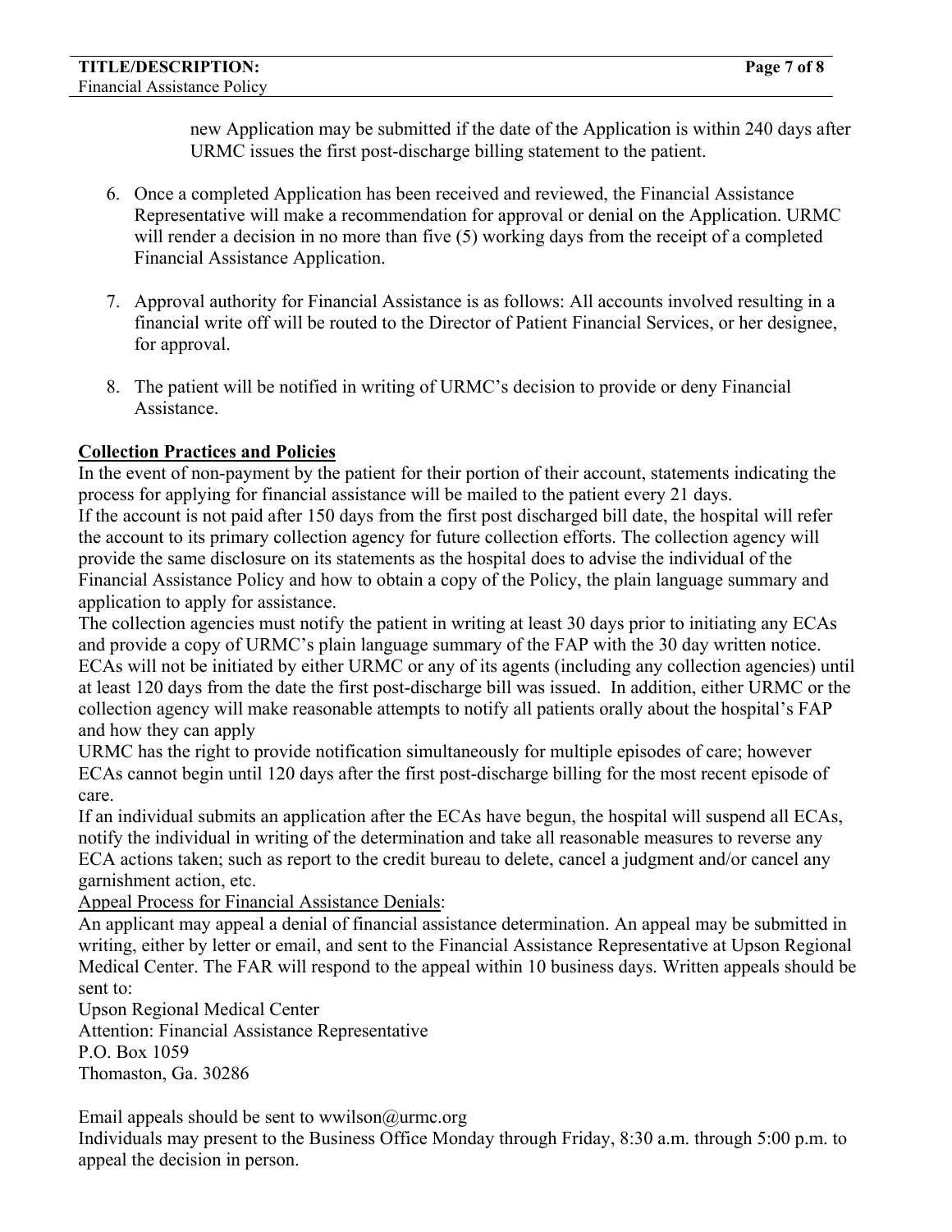new Application may be submitted if the date of the Application is within 240 days after URMC issues the first post-discharge billing statement to the patient.

6. Once a completed Application has been received and reviewed, the Financial Assistance Representative will make a recommendation for approval or denial on the Application. URMC will render a decision in no more than five (5) working days from the receipt of a completed Financial Assistance Application.

7. Approval authority for Financial Assistance is as follows: All accounts involved resulting in a financial write off will be routed to the Director of Patient Financial Services, or her designee, for approval.

8. The patient will be notified in writing of URMC's decision to provide or deny Financial Assistance.

**Collection Practices and Policies**

In the event of non-payment by the patient for their portion of their account, statements indicating the process for applying for financial assistance will be mailed to the patient every 21 days.

If the account is not paid after 150 days from the first post discharged bill date, the hospital will refer the account to its primary collection agency for future collection efforts. The collection agency will provide the same disclosure on its statements as the hospital does to advise the individual of the Financial Assistance Policy and how to obtain a copy of the Policy, the plain language summary and application to apply for assistance.

The collection agencies must notify the patient in writing at least 30 days prior to initiating any ECAs and provide a copy of URMC's plain language summary of the FAP with the 30 day written notice. ECAs will not be initiated by either URMC or any of its agents (including any collection agencies) until at least 120 days from the date the first post-discharge bill was issued. In addition, either URMC or the collection agency will make reasonable attempts to notify all patients orally about the hospital's FAP and how they can apply

URMC has the right to provide notification simultaneously for multiple episodes of care; however ECAs cannot begin until 120 days after the first post-discharge billing for the most recent episode of care.

If an individual submits an application after the ECAs have begun, the hospital will suspend all ECAs, notify the individual in writing of the determination and take all reasonable measures to reverse any ECA actions taken; such as report to the credit bureau to delete, cancel a judgment and/or cancel any garnishment action, etc.

Appeal Process for Financial Assistance Denials:

An applicant may appeal a denial of financial assistance determination. An appeal may be submitted in writing, either by letter or email, and sent to the Financial Assistance Representative at Upson Regional Medical Center. The FAR will respond to the appeal within 10 business days. Written appeals should be sent to:

Upson Regional Medical Center
Attention: Financial Assistance Representative
P.O. Box 1059
Thomaston, Ga. 30286

Email appeals should be sent to wwilson@urmc.org

Individuals may present to the Business Office Monday through Friday, 8:30 a.m. through 5:00 p.m. to appeal the decision in person.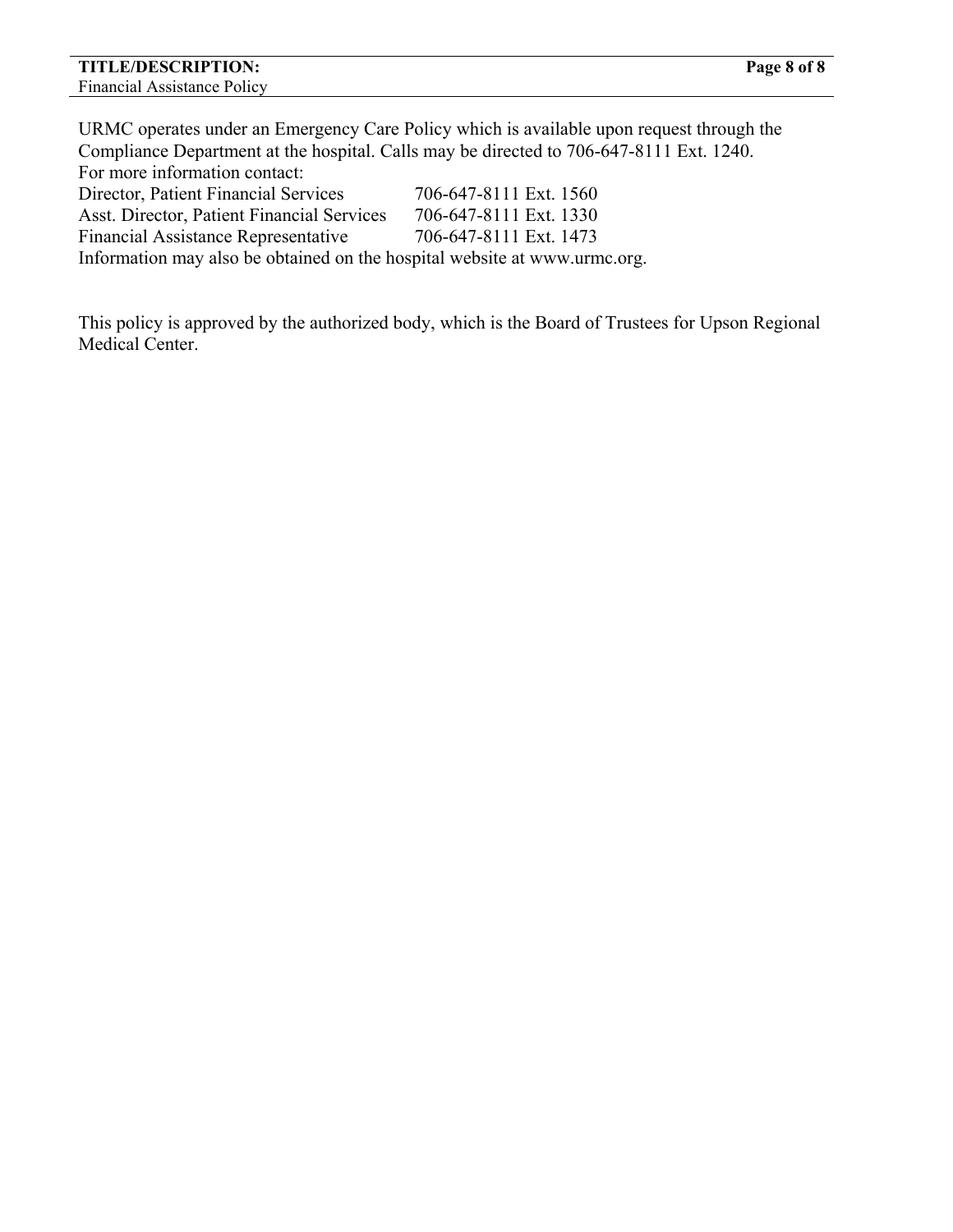URMC operates under an Emergency Care Policy which is available upon request through the Compliance Department at the hospital. Calls may be directed to 706-647-8111 Ext. 1240.

For more information contact:

| | |
|---|---|
| Director, Patient Financial Services | 706-647-8111 Ext. 1560 |
| Asst. Director, Patient Financial Services | 706-647-8111 Ext. 1330 |
| Financial Assistance Representative | 706-647-8111 Ext. 1473 |

Information may also be obtained on the hospital website at www.urmc.org.

This policy is approved by the authorized body, which is the Board of Trustees for Upson Regional Medical Center.